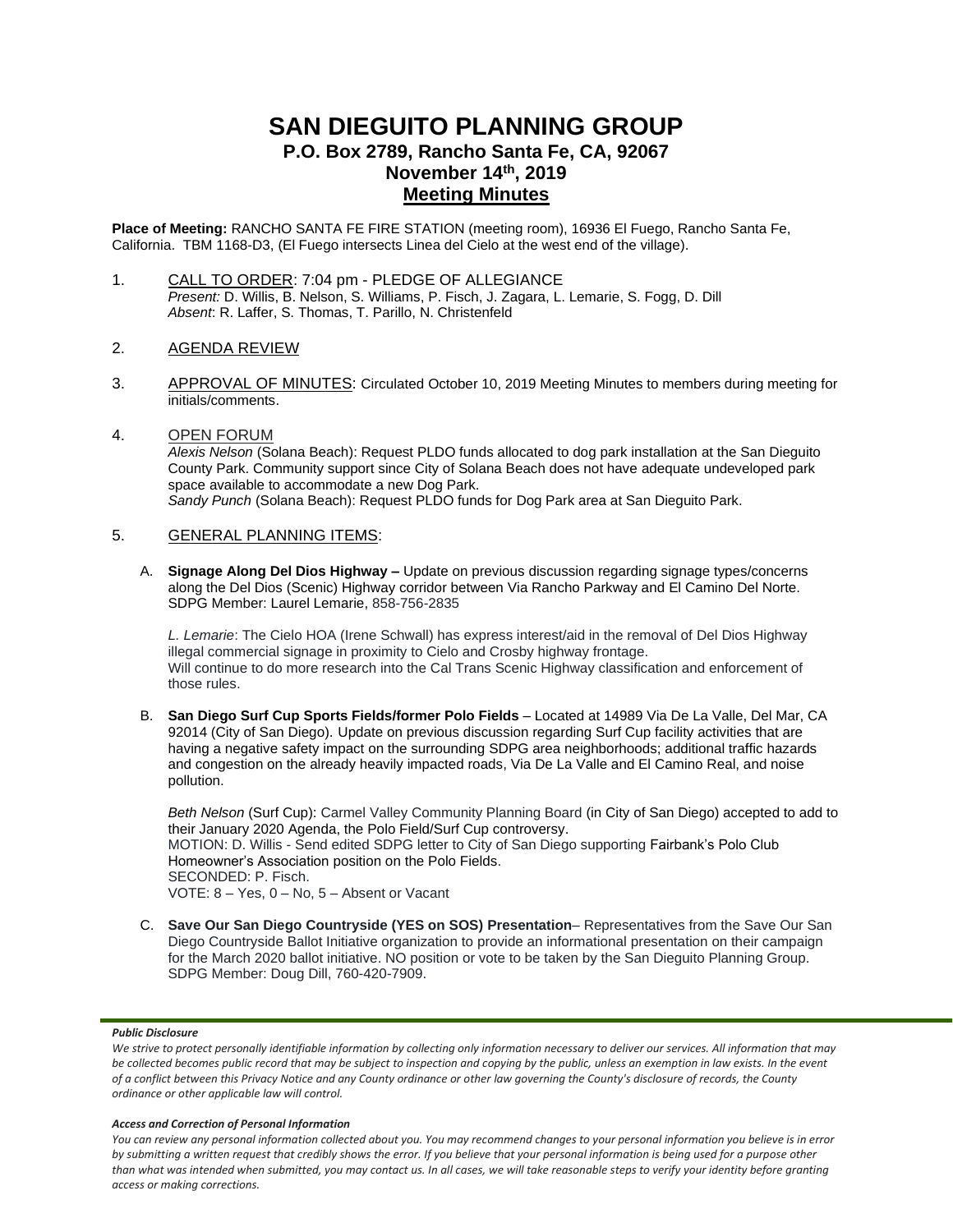# SAN DIEGUITO PLANNING GROUP

## P.O. Box 2789, Rancho Santa Fe, CA, 92067

## November 14th, 2019

## Meeting Minutes

**Place of Meeting:** RANCHO SANTA FE FIRE STATION (meeting room), 16936 El Fuego, Rancho Santa Fe, California. TBM 1168-D3, (El Fuego intersects Linea del Cielo at the west end of the village).

1. CALL TO ORDER: 7:04 pm - PLEDGE OF ALLEGIANCE
   *Present:* D. Willis, B. Nelson, S. Williams, P. Fisch, J. Zagara, L. Lemarie, S. Fogg, D. Dill
   *Absent*: R. Laffer, S. Thomas, T. Parillo, N. Christenfeld

2. AGENDA REVIEW

3. APPROVAL OF MINUTES: Circulated October 10, 2019 Meeting Minutes to members during meeting for initials/comments.

4. OPEN FORUM
   *Alexis Nelson* (Solana Beach): Request PLDO funds allocated to dog park installation at the San Dieguito County Park. Community support since City of Solana Beach does not have adequate undeveloped park space available to accommodate a new Dog Park.
   *Sandy Punch* (Solana Beach): Request PLDO funds for Dog Park area at San Dieguito Park.

5. GENERAL PLANNING ITEMS:

   A. **Signage Along Del Dios Highway –** Update on previous discussion regarding signage types/concerns along the Del Dios (Scenic) Highway corridor between Via Rancho Parkway and El Camino Del Norte. SDPG Member: Laurel Lemarie, 858-756-2835

   *L. Lemarie*: The Cielo HOA (Irene Schwall) has express interest/aid in the removal of Del Dios Highway illegal commercial signage in proximity to Cielo and Crosby highway frontage.
   Will continue to do more research into the Cal Trans Scenic Highway classification and enforcement of those rules.

   B. **San Diego Surf Cup Sports Fields/former Polo Fields** – Located at 14989 Via De La Valle, Del Mar, CA 92014 (City of San Diego). Update on previous discussion regarding Surf Cup facility activities that are having a negative safety impact on the surrounding SDPG area neighborhoods; additional traffic hazards and congestion on the already heavily impacted roads, Via De La Valle and El Camino Real, and noise pollution.

   *Beth Nelson* (Surf Cup): Carmel Valley Community Planning Board (in City of San Diego) accepted to add to their January 2020 Agenda, the Polo Field/Surf Cup controversy.
   MOTION: D. Willis - Send edited SDPG letter to City of San Diego supporting Fairbank's Polo Club Homeowner's Association position on the Polo Fields.
   SECONDED: P. Fisch.
   VOTE: 8 – Yes, 0 – No, 5 – Absent or Vacant

   C. **Save Our San Diego Countryside (YES on SOS) Presentation**– Representatives from the Save Our San Diego Countryside Ballot Initiative organization to provide an informational presentation on their campaign for the March 2020 ballot initiative. NO position or vote to be taken by the San Dieguito Planning Group. SDPG Member: Doug Dill, 760-420-7909.

***Public Disclosure***

*We strive to protect personally identifiable information by collecting only information necessary to deliver our services. All information that may be collected becomes public record that may be subject to inspection and copying by the public, unless an exemption in law exists. In the event of a conflict between this Privacy Notice and any County ordinance or other law governing the County's disclosure of records, the County ordinance or other applicable law will control.*

***Access and Correction of Personal Information***

*You can review any personal information collected about you. You may recommend changes to your personal information you believe is in error by submitting a written request that credibly shows the error. If you believe that your personal information is being used for a purpose other than what was intended when submitted, you may contact us. In all cases, we will take reasonable steps to verify your identity before granting access or making corrections.*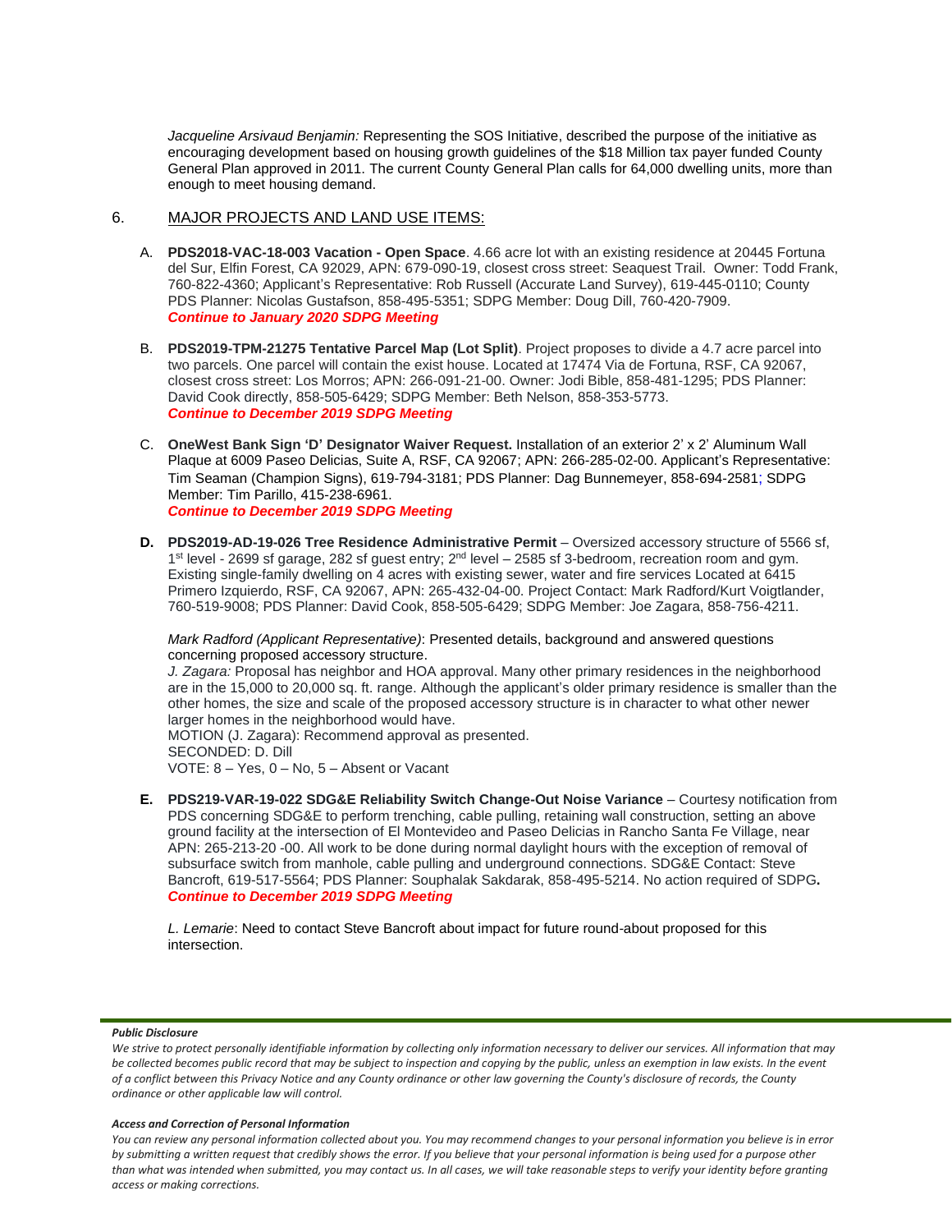*Jacqueline Arsivaud Benjamin:* Representing the SOS Initiative, described the purpose of the initiative as encouraging development based on housing growth guidelines of the $18 Million tax payer funded County General Plan approved in 2011. The current County General Plan calls for 64,000 dwelling units, more than enough to meet housing demand.

6. MAJOR PROJECTS AND LAND USE ITEMS:

A. **PDS2018-VAC-18-003 Vacation - Open Space**. 4.66 acre lot with an existing residence at 20445 Fortuna del Sur, Elfin Forest, CA 92029, APN: 679-090-19, closest cross street: Seaquest Trail. Owner: Todd Frank, 760-822-4360; Applicant's Representative: Rob Russell (Accurate Land Survey), 619-445-0110; County PDS Planner: Nicolas Gustafson, 858-495-5351; SDPG Member: Doug Dill, 760-420-7909.
***Continue to January 2020 SDPG Meeting***

B. **PDS2019-TPM-21275 Tentative Parcel Map (Lot Split)**. Project proposes to divide a 4.7 acre parcel into two parcels. One parcel will contain the exist house. Located at 17474 Via de Fortuna, RSF, CA 92067, closest cross street: Los Morros; APN: 266-091-21-00. Owner: Jodi Bible, 858-481-1295; PDS Planner: David Cook directly, 858-505-6429; SDPG Member: Beth Nelson, 858-353-5773.
***Continue to December 2019 SDPG Meeting***

C. **OneWest Bank Sign 'D' Designator Waiver Request.** Installation of an exterior 2' x 2' Aluminum Wall Plaque at 6009 Paseo Delicias, Suite A, RSF, CA 92067; APN: 266-285-02-00. Applicant's Representative: Tim Seaman (Champion Signs), 619-794-3181; PDS Planner: Dag Bunnemeyer, 858-694-2581; SDPG Member: Tim Parillo, 415-238-6961.
***Continue to December 2019 SDPG Meeting***

**D. PDS2019-AD-19-026 Tree Residence Administrative Permit** – Oversized accessory structure of 5566 sf, 1st level - 2699 sf garage, 282 sf guest entry; 2nd level – 2585 sf 3-bedroom, recreation room and gym. Existing single-family dwelling on 4 acres with existing sewer, water and fire services Located at 6415 Primero Izquierdo, RSF, CA 92067, APN: 265-432-04-00. Project Contact: Mark Radford/Kurt Voigtlander, 760-519-9008; PDS Planner: David Cook, 858-505-6429; SDPG Member: Joe Zagara, 858-756-4211.

*Mark Radford (Applicant Representative)*: Presented details, background and answered questions concerning proposed accessory structure.
*J. Zagara:* Proposal has neighbor and HOA approval. Many other primary residences in the neighborhood are in the 15,000 to 20,000 sq. ft. range. Although the applicant's older primary residence is smaller than the other homes, the size and scale of the proposed accessory structure is in character to what other newer larger homes in the neighborhood would have.
MOTION (J. Zagara): Recommend approval as presented.
SECONDED: D. Dill
VOTE: 8 – Yes, 0 – No, 5 – Absent or Vacant

**E. PDS219-VAR-19-022 SDG&E Reliability Switch Change-Out Noise Variance** – Courtesy notification from PDS concerning SDG&E to perform trenching, cable pulling, retaining wall construction, setting an above ground facility at the intersection of El Montevideo and Paseo Delicias in Rancho Santa Fe Village, near APN: 265-213-20 -00. All work to be done during normal daylight hours with the exception of removal of subsurface switch from manhole, cable pulling and underground connections. SDG&E Contact: Steve Bancroft, 619-517-5564; PDS Planner: Souphalak Sakdarak, 858-495-5214. No action required of SDPG.
***Continue to December 2019 SDPG Meeting***

*L. Lemarie*: Need to contact Steve Bancroft about impact for future round-about proposed for this intersection.

***Public Disclosure***

*We strive to protect personally identifiable information by collecting only information necessary to deliver our services. All information that may be collected becomes public record that may be subject to inspection and copying by the public, unless an exemption in law exists. In the event of a conflict between this Privacy Notice and any County ordinance or other law governing the County's disclosure of records, the County ordinance or other applicable law will control.*

***Access and Correction of Personal Information***

*You can review any personal information collected about you. You may recommend changes to your personal information you believe is in error by submitting a written request that credibly shows the error. If you believe that your personal information is being used for a purpose other than what was intended when submitted, you may contact us. In all cases, we will take reasonable steps to verify your identity before granting access or making corrections.*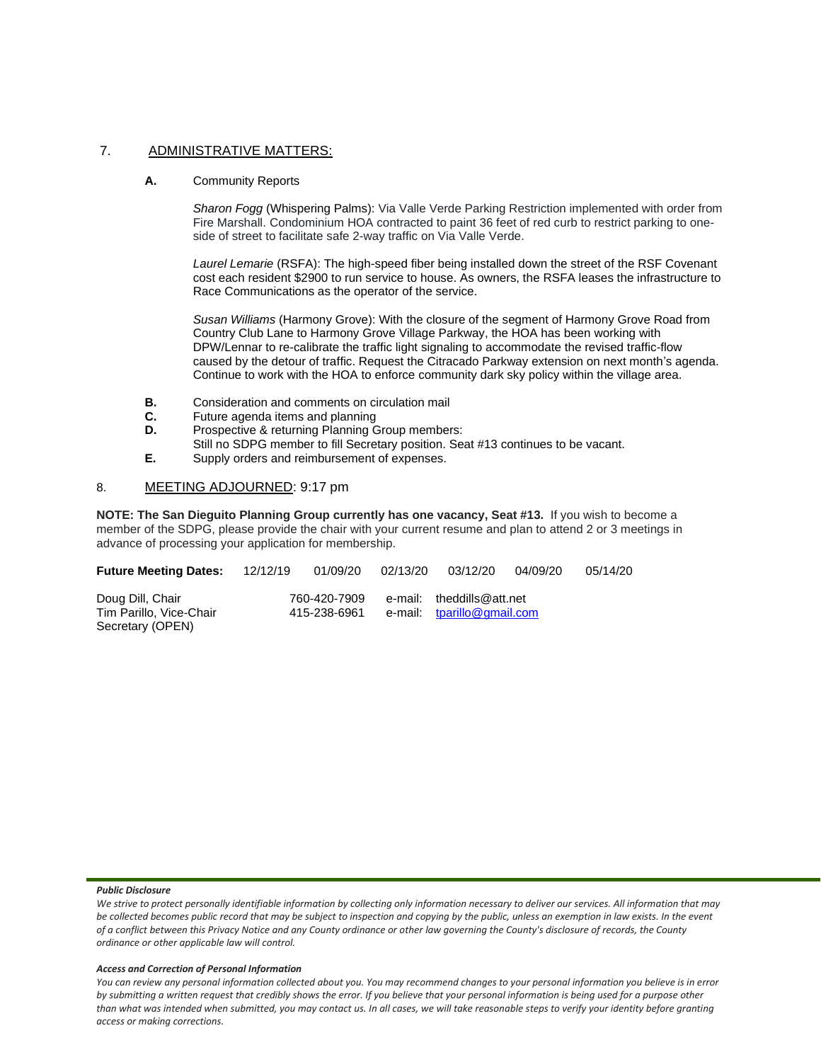7. <u>ADMINISTRATIVE MATTERS:</u>

**A.** Community Reports

*Sharon Fogg* (Whispering Palms): Via Valle Verde Parking Restriction implemented with order from Fire Marshall. Condominium HOA contracted to paint 36 feet of red curb to restrict parking to one-side of street to facilitate safe 2-way traffic on Via Valle Verde.

*Laurel Lemarie* (RSFA): The high-speed fiber being installed down the street of the RSF Covenant cost each resident $2900 to run service to house. As owners, the RSFA leases the infrastructure to Race Communications as the operator of the service.

*Susan Williams* (Harmony Grove): With the closure of the segment of Harmony Grove Road from Country Club Lane to Harmony Grove Village Parkway, the HOA has been working with DPW/Lennar to re-calibrate the traffic light signaling to accommodate the revised traffic-flow caused by the detour of traffic. Request the Citracado Parkway extension on next month's agenda. Continue to work with the HOA to enforce community dark sky policy within the village area.

**B.** Consideration and comments on circulation mail

**C.** Future agenda items and planning

**D.** Prospective & returning Planning Group members:
Still no SDPG member to fill Secretary position. Seat #13 continues to be vacant.

**E.** Supply orders and reimbursement of expenses.

8. <u>MEETING ADJOURNED</u>: 9:17 pm

**NOTE: The San Dieguito Planning Group currently has one vacancy, Seat #13.** If you wish to become a member of the SDPG, please provide the chair with your current resume and plan to attend 2 or 3 meetings in advance of processing your application for membership.

**Future Meeting Dates:** 12/12/19 01/09/20 02/13/20 03/12/20 04/09/20 05/14/20

Doug Dill, Chair 760-420-7909 e-mail: theddills@att.net
Tim Parillo, Vice-Chair 415-238-6961 e-mail: tparillo@gmail.com
Secretary (OPEN)

***Public Disclosure***

*We strive to protect personally identifiable information by collecting only information necessary to deliver our services. All information that may be collected becomes public record that may be subject to inspection and copying by the public, unless an exemption in law exists. In the event of a conflict between this Privacy Notice and any County ordinance or other law governing the County's disclosure of records, the County ordinance or other applicable law will control.*

***Access and Correction of Personal Information***

*You can review any personal information collected about you. You may recommend changes to your personal information you believe is in error by submitting a written request that credibly shows the error. If you believe that your personal information is being used for a purpose other than what was intended when submitted, you may contact us. In all cases, we will take reasonable steps to verify your identity before granting access or making corrections.*